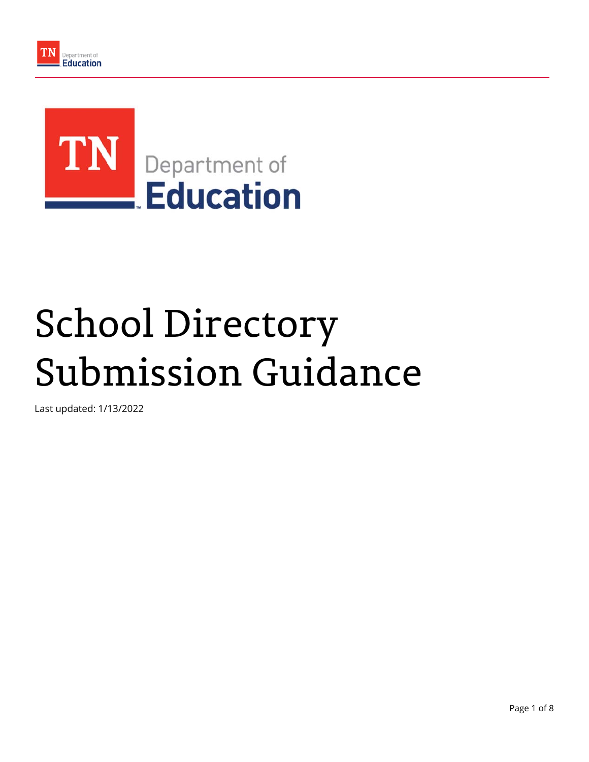# School Directory Submission Guidance

Last updated: 1/13/2022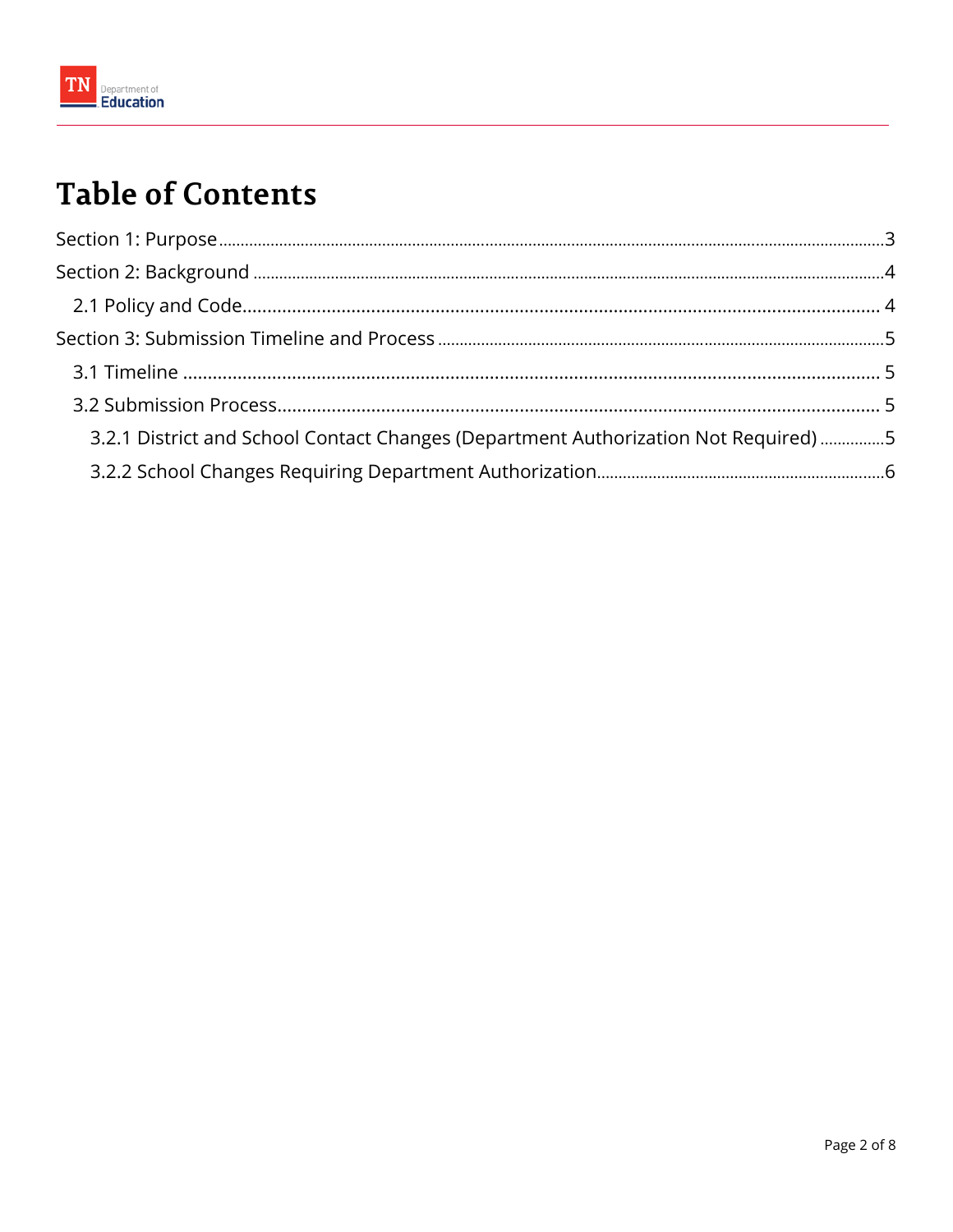# Table of Contents

Section 1: Purpose ..... 3

Section 2: Background ..... 4

- 2.1 Policy and Code ..... 4

Section 3: Submission Timeline and Process ..... 5

- 3.1 Timeline ..... 5
- 3.2 Submission Process ..... 5
  - 3.2.1 District and School Contact Changes (Department Authorization Not Required) ..... 5
  - 3.2.2 School Changes Requiring Department Authorization ..... 6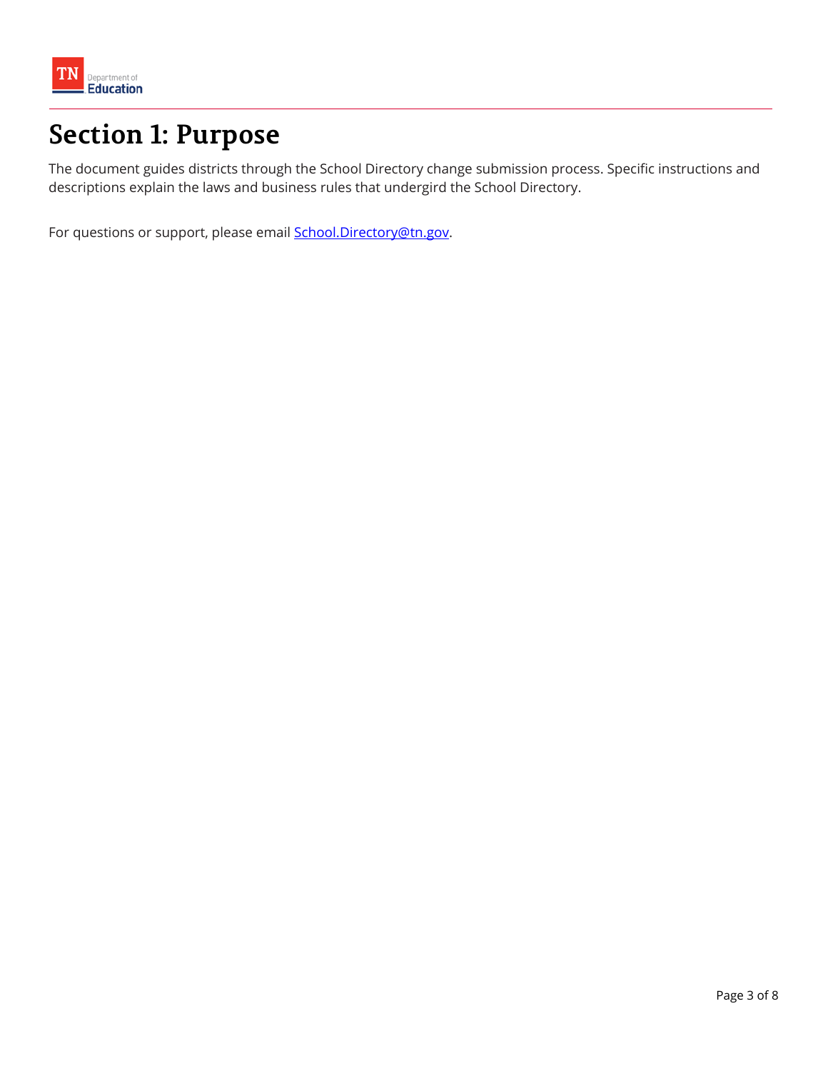# Section 1: Purpose

The document guides districts through the School Directory change submission process. Specific instructions and descriptions explain the laws and business rules that undergird the School Directory.

For questions or support, please email [School.Directory@tn.gov](mailto:School.Directory@tn.gov).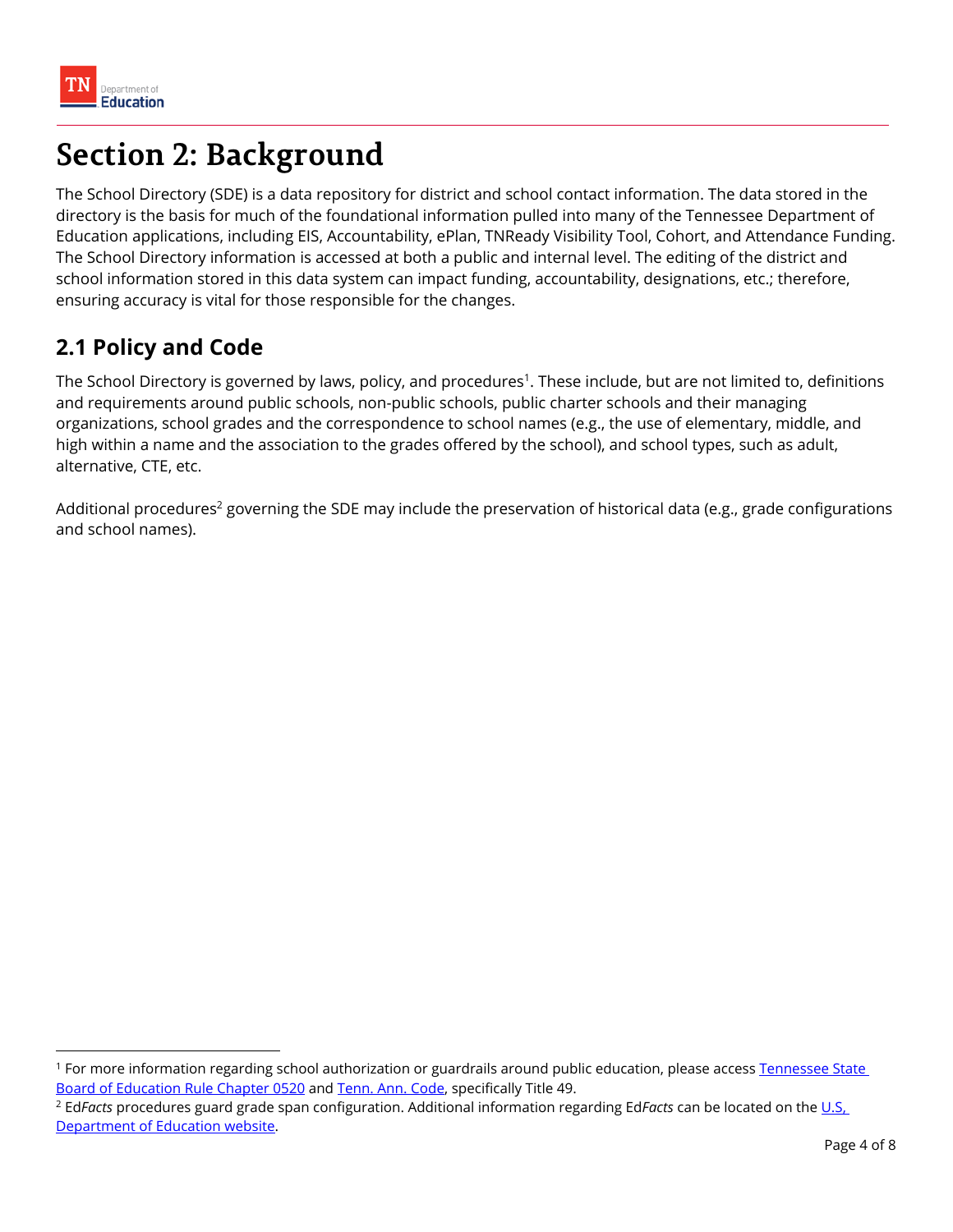# Section 2: Background

The School Directory (SDE) is a data repository for district and school contact information. The data stored in the directory is the basis for much of the foundational information pulled into many of the Tennessee Department of Education applications, including EIS, Accountability, ePlan, TNReady Visibility Tool, Cohort, and Attendance Funding. The School Directory information is accessed at both a public and internal level. The editing of the district and school information stored in this data system can impact funding, accountability, designations, etc.; therefore, ensuring accuracy is vital for those responsible for the changes.

## 2.1 Policy and Code

The School Directory is governed by laws, policy, and procedures[1]. These include, but are not limited to, definitions and requirements around public schools, non-public schools, public charter schools and their managing organizations, school grades and the correspondence to school names (e.g., the use of elementary, middle, and high within a name and the association to the grades offered by the school), and school types, such as adult, alternative, CTE, etc.

Additional procedures[2] governing the SDE may include the preservation of historical data (e.g., grade configurations and school names).

---

[1] For more information regarding school authorization or guardrails around public education, please access Tennessee State Board of Education Rule Chapter 0520 and Tenn. Ann. Code, specifically Title 49.

[2] Ed*Facts* procedures guard grade span configuration. Additional information regarding Ed*Facts* can be located on the U.S. Department of Education website.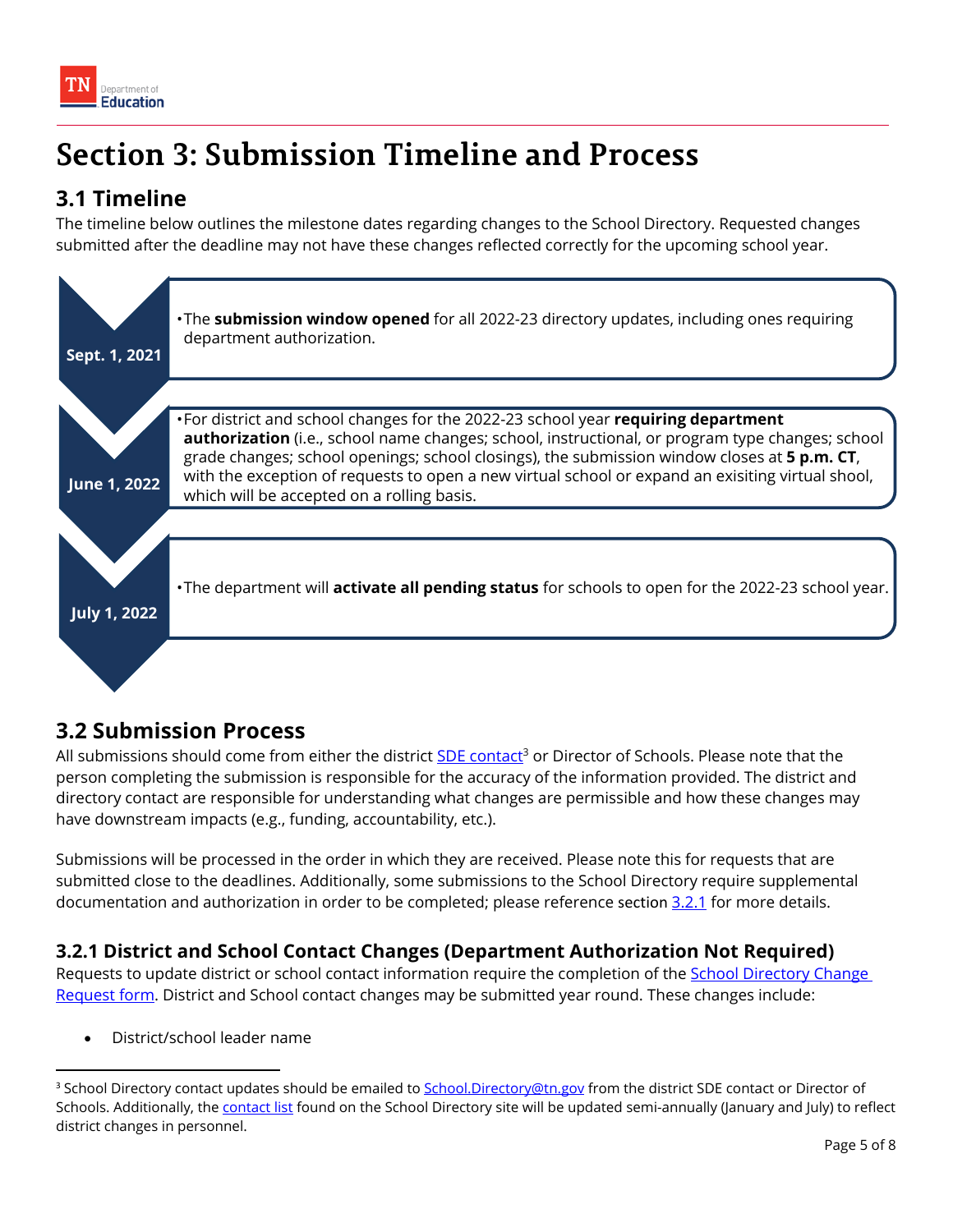# Section 3: Submission Timeline and Process

## 3.1 Timeline

The timeline below outlines the milestone dates regarding changes to the School Directory. Requested changes submitted after the deadline may not have these changes reflected correctly for the upcoming school year.

**Sept. 1, 2021**

- The **submission window opened** for all 2022-23 directory updates, including ones requiring department authorization.

**June 1, 2022**

- For district and school changes for the 2022-23 school year **requiring department authorization** (i.e., school name changes; school, instructional, or program type changes; school grade changes; school openings; school closings), the submission window closes at **5 p.m. CT**, with the exception of requests to open a new virtual school or expand an exisiting virtual shool, which will be accepted on a rolling basis.

**July 1, 2022**

- The department will **activate all pending status** for schools to open for the 2022-23 school year.

## 3.2 Submission Process

All submissions should come from either the district SDE contact[3] or Director of Schools. Please note that the person completing the submission is responsible for the accuracy of the information provided. The district and directory contact are responsible for understanding what changes are permissible and how these changes may have downstream impacts (e.g., funding, accountability, etc.).

Submissions will be processed in the order in which they are received. Please note this for requests that are submitted close to the deadlines. Additionally, some submissions to the School Directory require supplemental documentation and authorization in order to be completed; please reference section 3.2.1 for more details.

### 3.2.1 District and School Contact Changes (Department Authorization Not Required)

Requests to update district or school contact information require the completion of the School Directory Change Request form. District and School contact changes may be submitted year round. These changes include:

- District/school leader name

---

[3] School Directory contact updates should be emailed to School.Directory@tn.gov from the district SDE contact or Director of Schools. Additionally, the contact list found on the School Directory site will be updated semi-annually (January and July) to reflect district changes in personnel.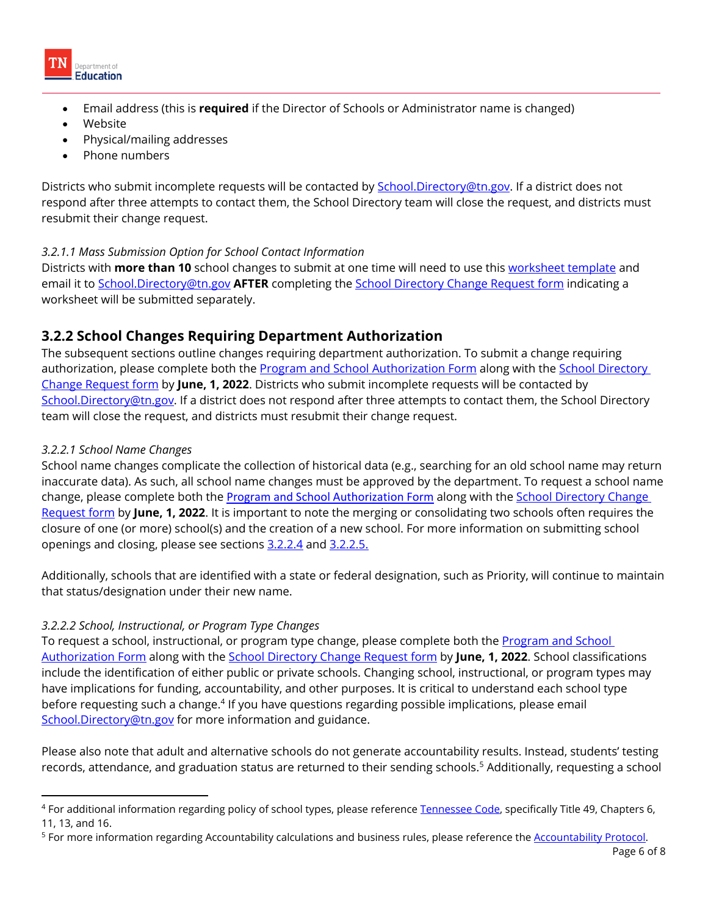- Email address (this is **required** if the Director of Schools or Administrator name is changed)
- Website
- Physical/mailing addresses
- Phone numbers

Districts who submit incomplete requests will be contacted by School.Directory@tn.gov. If a district does not respond after three attempts to contact them, the School Directory team will close the request, and districts must resubmit their change request.

*3.2.1.1 Mass Submission Option for School Contact Information*

Districts with **more than 10** school changes to submit at one time will need to use this worksheet template and email it to School.Directory@tn.gov **AFTER** completing the School Directory Change Request form indicating a worksheet will be submitted separately.

## 3.2.2 School Changes Requiring Department Authorization

The subsequent sections outline changes requiring department authorization. To submit a change requiring authorization, please complete both the Program and School Authorization Form along with the School Directory Change Request form by **June, 1, 2022**. Districts who submit incomplete requests will be contacted by School.Directory@tn.gov. If a district does not respond after three attempts to contact them, the School Directory team will close the request, and districts must resubmit their change request.

*3.2.2.1 School Name Changes*

School name changes complicate the collection of historical data (e.g., searching for an old school name may return inaccurate data). As such, all school name changes must be approved by the department. To request a school name change, please complete both the Program and School Authorization Form along with the School Directory Change Request form by **June, 1, 2022**. It is important to note the merging or consolidating two schools often requires the closure of one (or more) school(s) and the creation of a new school. For more information on submitting school openings and closing, please see sections 3.2.2.4 and 3.2.2.5.

Additionally, schools that are identified with a state or federal designation, such as Priority, will continue to maintain that status/designation under their new name.

*3.2.2.2 School, Instructional, or Program Type Changes*

To request a school, instructional, or program type change, please complete both the Program and School Authorization Form along with the School Directory Change Request form by **June, 1, 2022**. School classifications include the identification of either public or private schools. Changing school, instructional, or program types may have implications for funding, accountability, and other purposes. It is critical to understand each school type before requesting such a change.[4] If you have questions regarding possible implications, please email School.Directory@tn.gov for more information and guidance.

Please also note that adult and alternative schools do not generate accountability results. Instead, students' testing records, attendance, and graduation status are returned to their sending schools.[5] Additionally, requesting a school

---

[4] For additional information regarding policy of school types, please reference Tennessee Code, specifically Title 49, Chapters 6, 11, 13, and 16.

[5] For more information regarding Accountability calculations and business rules, please reference the Accountability Protocol.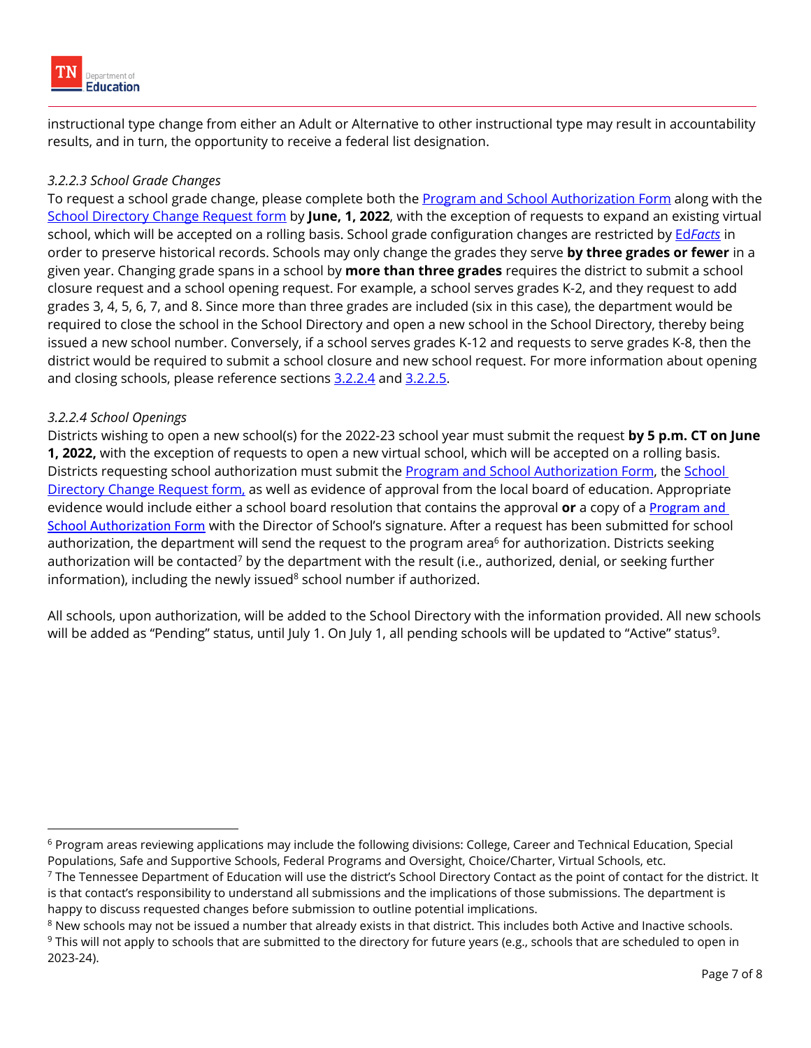instructional type change from either an Adult or Alternative to other instructional type may result in accountability results, and in turn, the opportunity to receive a federal list designation.

*3.2.2.3 School Grade Changes*

To request a school grade change, please complete both the Program and School Authorization Form along with the School Directory Change Request form by **June, 1, 2022**, with the exception of requests to expand an existing virtual school, which will be accepted on a rolling basis. School grade configuration changes are restricted by Ed*Facts* in order to preserve historical records. Schools may only change the grades they serve **by three grades or fewer** in a given year. Changing grade spans in a school by **more than three grades** requires the district to submit a school closure request and a school opening request. For example, a school serves grades K-2, and they request to add grades 3, 4, 5, 6, 7, and 8. Since more than three grades are included (six in this case), the department would be required to close the school in the School Directory and open a new school in the School Directory, thereby being issued a new school number. Conversely, if a school serves grades K-12 and requests to serve grades K-8, then the district would be required to submit a school closure and new school request. For more information about opening and closing schools, please reference sections 3.2.2.4 and 3.2.2.5.

*3.2.2.4 School Openings*

Districts wishing to open a new school(s) for the 2022-23 school year must submit the request **by 5 p.m. CT on June 1, 2022,** with the exception of requests to open a new virtual school, which will be accepted on a rolling basis. Districts requesting school authorization must submit the Program and School Authorization Form, the School Directory Change Request form, as well as evidence of approval from the local board of education. Appropriate evidence would include either a school board resolution that contains the approval **or** a copy of a Program and School Authorization Form with the Director of School's signature. After a request has been submitted for school authorization, the department will send the request to the program area[6] for authorization. Districts seeking authorization will be contacted[7] by the department with the result (i.e., authorized, denial, or seeking further information), including the newly issued[8] school number if authorized.

All schools, upon authorization, will be added to the School Directory with the information provided. All new schools will be added as "Pending" status, until July 1. On July 1, all pending schools will be updated to "Active" status[9].

---

[6] Program areas reviewing applications may include the following divisions: College, Career and Technical Education, Special Populations, Safe and Supportive Schools, Federal Programs and Oversight, Choice/Charter, Virtual Schools, etc.

[7] The Tennessee Department of Education will use the district's School Directory Contact as the point of contact for the district. It is that contact's responsibility to understand all submissions and the implications of those submissions. The department is happy to discuss requested changes before submission to outline potential implications.

[8] New schools may not be issued a number that already exists in that district. This includes both Active and Inactive schools.

[9] This will not apply to schools that are submitted to the directory for future years (e.g., schools that are scheduled to open in 2023-24).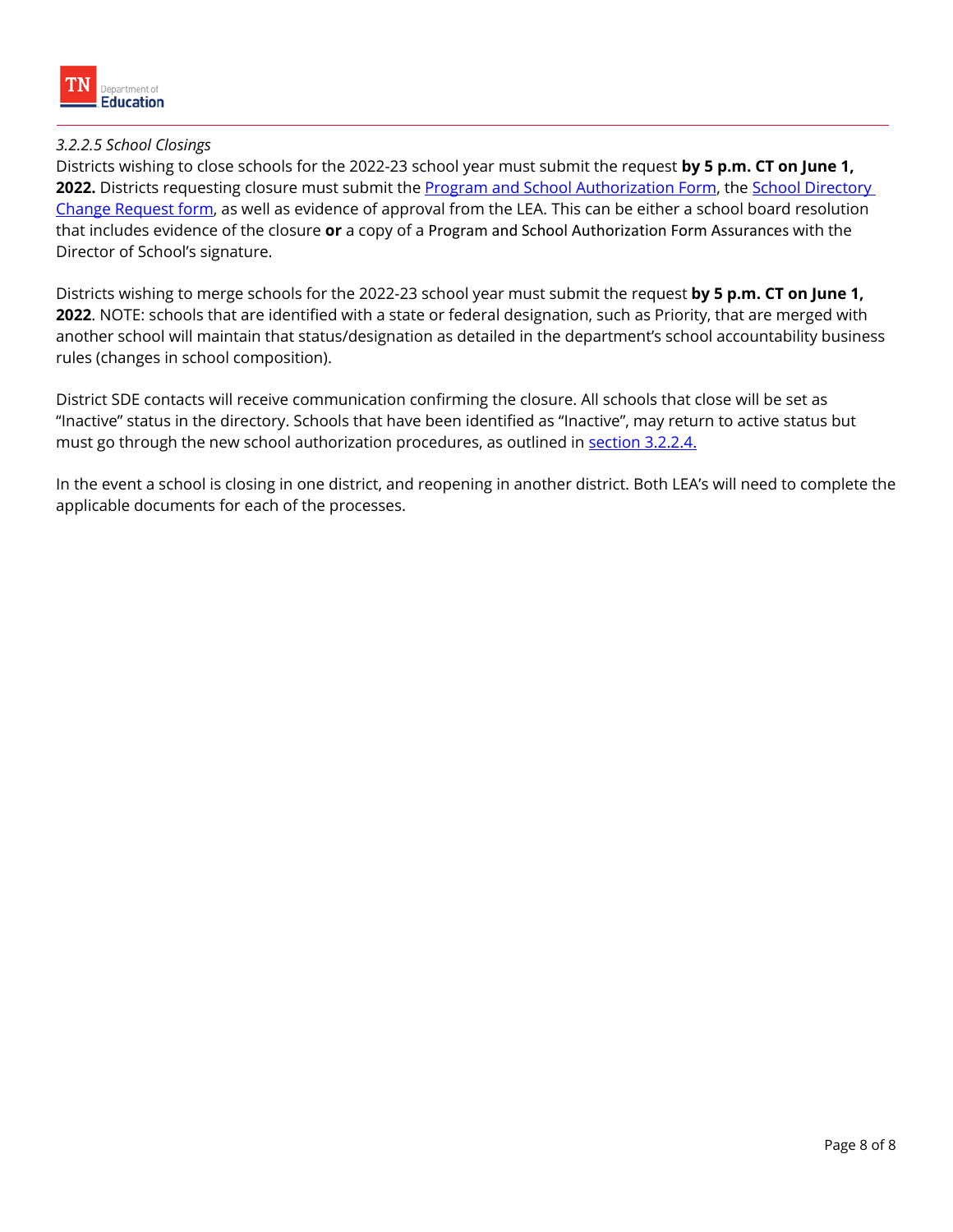*3.2.2.5 School Closings*

Districts wishing to close schools for the 2022-23 school year must submit the request **by 5 p.m. CT on June 1, 2022.** Districts requesting closure must submit the Program and School Authorization Form, the School Directory Change Request form, as well as evidence of approval from the LEA. This can be either a school board resolution that includes evidence of the closure **or** a copy of a Program and School Authorization Form Assurances with the Director of School's signature.

Districts wishing to merge schools for the 2022-23 school year must submit the request **by 5 p.m. CT on June 1, 2022**. NOTE: schools that are identified with a state or federal designation, such as Priority, that are merged with another school will maintain that status/designation as detailed in the department's school accountability business rules (changes in school composition).

District SDE contacts will receive communication confirming the closure. All schools that close will be set as "Inactive" status in the directory. Schools that have been identified as "Inactive", may return to active status but must go through the new school authorization procedures, as outlined in section 3.2.2.4.

In the event a school is closing in one district, and reopening in another district. Both LEA's will need to complete the applicable documents for each of the processes.